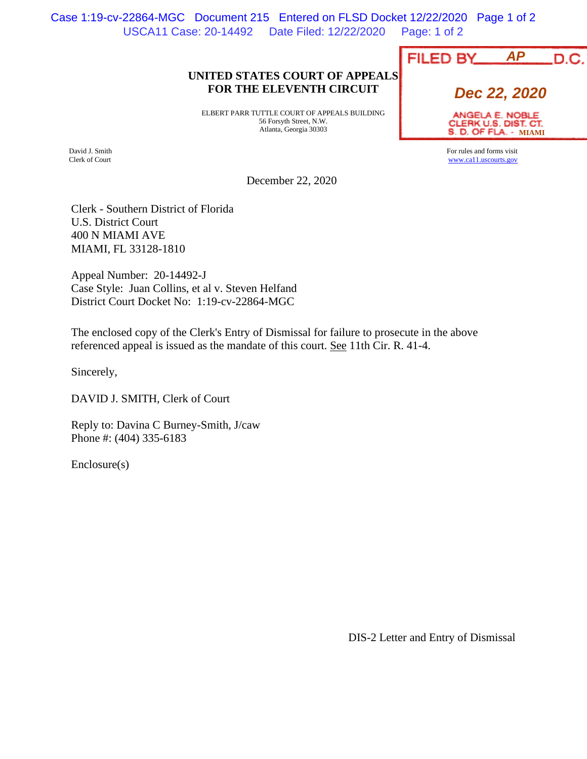FILED BY AP D.C.

Dec 22, 2020

ANGELA E. NOBLE
CLERK U.S. DIST. CT.
S. D. OF FLA. - MIAMI

**UNITED STATES COURT OF APPEALS**
**FOR THE ELEVENTH CIRCUIT**

ELBERT PARR TUTTLE COURT OF APPEALS BUILDING
56 Forsyth Street, N.W.
Atlanta, Georgia 30303

David J. Smith
Clerk of Court

For rules and forms visit
www.ca11.uscourts.gov

December 22, 2020

Clerk - Southern District of Florida
U.S. District Court
400 N MIAMI AVE
MIAMI, FL 33128-1810

Appeal Number: 20-14492-J
Case Style: Juan Collins, et al v. Steven Helfand
District Court Docket No: 1:19-cv-22864-MGC

The enclosed copy of the Clerk's Entry of Dismissal for failure to prosecute in the above referenced appeal is issued as the mandate of this court. See 11th Cir. R. 41-4.

Sincerely,

DAVID J. SMITH, Clerk of Court

Reply to: Davina C Burney-Smith, J/caw
Phone #: (404) 335-6183

Enclosure(s)

DIS-2 Letter and Entry of Dismissal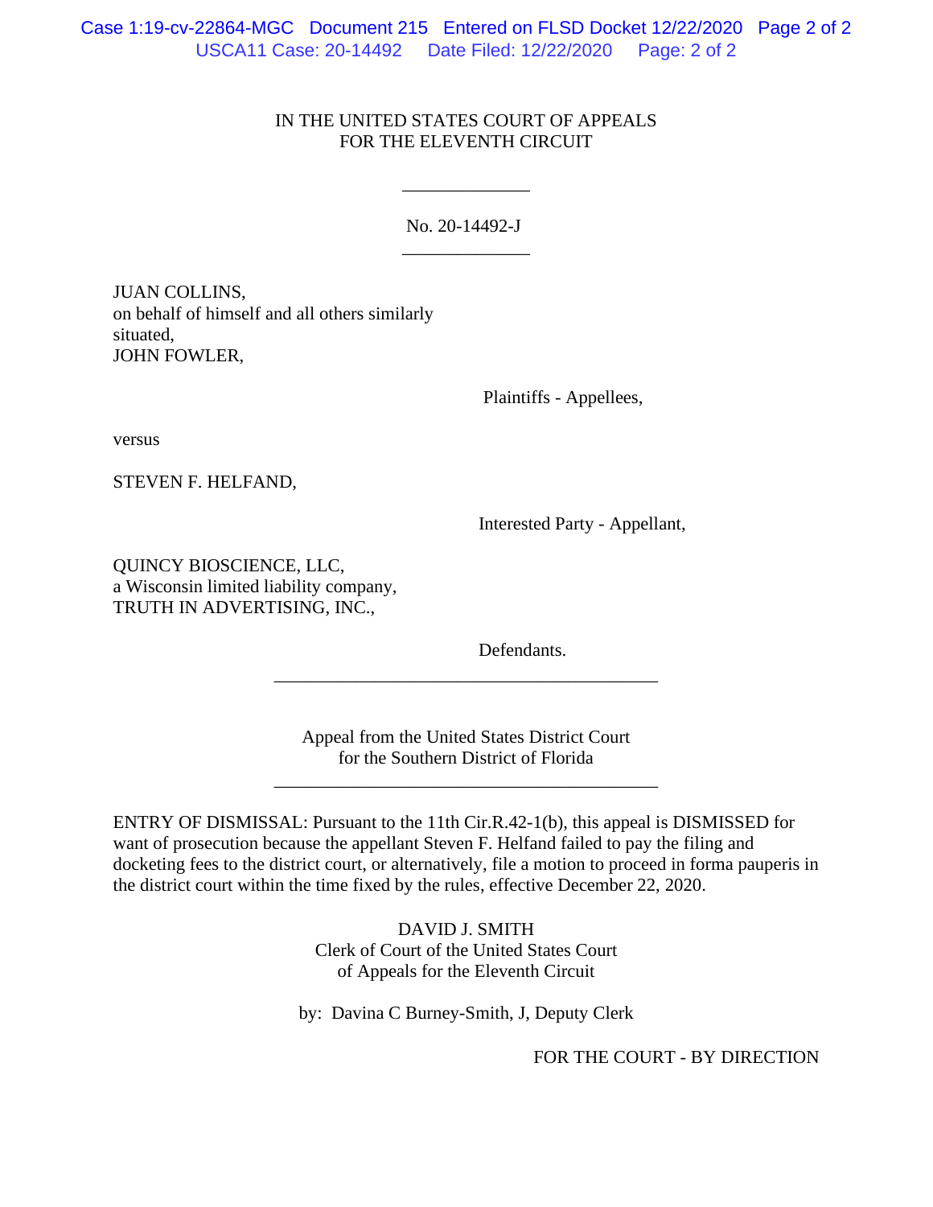IN THE UNITED STATES COURT OF APPEALS
FOR THE ELEVENTH CIRCUIT

______________

No. 20-14492-J

______________

JUAN COLLINS,
on behalf of himself and all others similarly situated,
JOHN FOWLER,

Plaintiffs - Appellees,

versus

STEVEN F. HELFAND,

Interested Party - Appellant,

QUINCY BIOSCIENCE, LLC,
a Wisconsin limited liability company,
TRUTH IN ADVERTISING, INC.,

Defendants.

__________________________________________

Appeal from the United States District Court
for the Southern District of Florida

__________________________________________

ENTRY OF DISMISSAL: Pursuant to the 11th Cir.R.42-1(b), this appeal is DISMISSED for want of prosecution because the appellant Steven F. Helfand failed to pay the filing and docketing fees to the district court, or alternatively, file a motion to proceed in forma pauperis in the district court within the time fixed by the rules, effective December 22, 2020.

DAVID J. SMITH
Clerk of Court of the United States Court
of Appeals for the Eleventh Circuit

by: Davina C Burney-Smith, J, Deputy Clerk

FOR THE COURT - BY DIRECTION